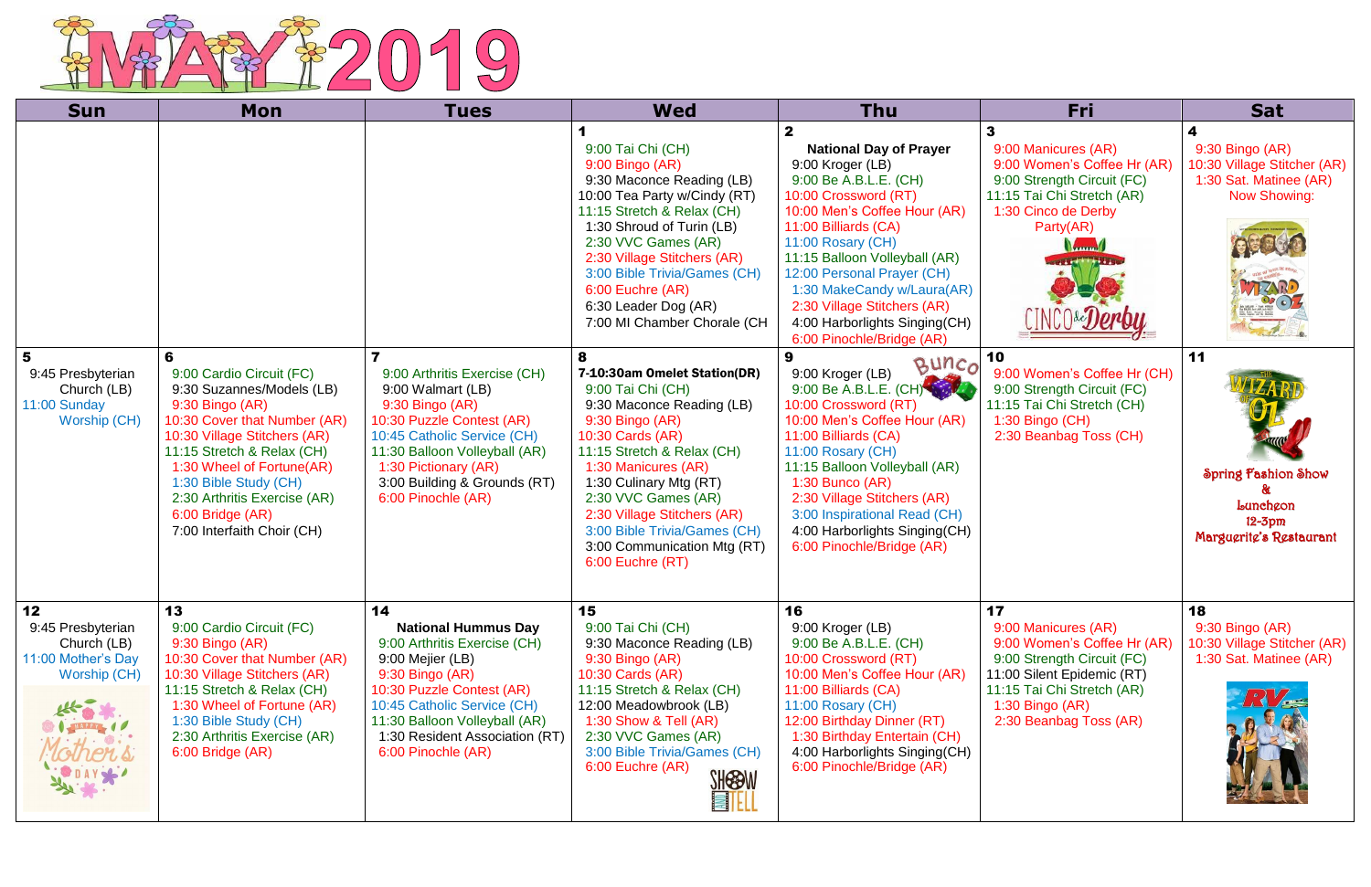# MAY 2019

| Sun | Mon | Tues | Wed | Thu | Fri | Sat |
|---|---|---|---|---|---|---|
| | | | **1**<br>9:00 Tai Chi (CH)<br>9:00 Bingo (AR)<br>9:30 Maconce Reading (LB)<br>10:00 Tea Party w/Cindy (RT)<br>11:15 Stretch & Relax (CH)<br>1:30 Shroud of Turin (LB)<br>2:30 VVC Games (AR)<br>2:30 Village Stitchers (AR)<br>3:00 Bible Trivia/Games (CH)<br>6:00 Euchre (AR)<br>6:30 Leader Dog (AR)<br>7:00 MI Chamber Chorale (CH | **2**<br>**National Day of Prayer**<br>9:00 Kroger (LB)<br>9:00 Be A.B.L.E. (CH)<br>10:00 Crossword (RT)<br>10:00 Men's Coffee Hour (AR)<br>11:00 Billiards (CA)<br>11:00 Rosary (CH)<br>11:15 Balloon Volleyball (AR)<br>12:00 Personal Prayer (CH)<br>1:30 MakeCandy w/Laura(AR)<br>2:30 Village Stitchers (AR)<br>4:00 Harborlights Singing(CH)<br>6:00 Pinochle/Bridge (AR) | **3**<br>9:00 Manicures (AR)<br>9:00 Women's Coffee Hr (AR)<br>9:00 Strength Circuit (FC)<br>11:15 Tai Chi Stretch (AR)<br>1:30 Cinco de Derby Party(AR)<br>CINCO de Derby | **4**<br>9:30 Bingo (AR)<br>10:30 Village Stitcher (AR)<br>1:30 Sat. Matinee (AR)<br>Now Showing: |
| **5**<br>9:45 Presbyterian Church (LB)<br>11:00 Sunday Worship (CH) | **6**<br>9:00 Cardio Circuit (FC)<br>9:30 Suzannes/Models (LB)<br>9:30 Bingo (AR)<br>10:30 Cover that Number (AR)<br>10:30 Village Stitchers (AR)<br>11:15 Stretch & Relax (CH)<br>1:30 Wheel of Fortune(AR)<br>1:30 Bible Study (CH)<br>2:30 Arthritis Exercise (AR)<br>6:00 Bridge (AR)<br>7:00 Interfaith Choir (CH) | **7**<br>9:00 Arthritis Exercise (CH)<br>9:00 Walmart (LB)<br>9:30 Bingo (AR)<br>10:30 Puzzle Contest (AR)<br>10:45 Catholic Service (CH)<br>11:30 Balloon Volleyball (AR)<br>1:30 Pictionary (AR)<br>3:00 Building & Grounds (RT)<br>6:00 Pinochle (AR) | **8**<br>**7-10:30am Omelet Station(DR)**<br>9:00 Tai Chi (CH)<br>9:30 Maconce Reading (LB)<br>9:30 Bingo (AR)<br>10:30 Cards (AR)<br>11:15 Stretch & Relax (CH)<br>1:30 Manicures (AR)<br>1:30 Culinary Mtg (RT)<br>2:30 VVC Games (AR)<br>2:30 Village Stitchers (AR)<br>3:00 Bible Trivia/Games (CH)<br>3:00 Communication Mtg (RT)<br>6:00 Euchre (RT) | **9**<br>Bunco<br>9:00 Kroger (LB)<br>9:00 Be A.B.L.E. (CH)<br>10:00 Crossword (RT)<br>10:00 Men's Coffee Hour (AR)<br>11:00 Billiards (CA)<br>11:00 Rosary (CH)<br>11:15 Balloon Volleyball (AR)<br>1:30 Bunco (AR)<br>2:30 Village Stitchers (AR)<br>3:00 Inspirational Read (CH)<br>4:00 Harborlights Singing(CH)<br>6:00 Pinochle/Bridge (AR) | **10**<br>9:00 Women's Coffee Hr (CH)<br>9:00 Strength Circuit (FC)<br>11:15 Tai Chi Stretch (CH)<br>1:30 Bingo (CH)<br>2:30 Beanbag Toss (CH) | **11**<br>The Wizard of Oz<br>Spring Fashion Show<br>&<br>Luncheon<br>12-3pm<br>Marguerite's Restaurant |
| **12**<br>9:45 Presbyterian Church (LB)<br>11:00 Mother's Day Worship (CH)<br>Happy Mother's Day | **13**<br>9:00 Cardio Circuit (FC)<br>9:30 Bingo (AR)<br>10:30 Cover that Number (AR)<br>10:30 Village Stitchers (AR)<br>11:15 Stretch & Relax (CH)<br>1:30 Wheel of Fortune (AR)<br>1:30 Bible Study (CH)<br>2:30 Arthritis Exercise (AR)<br>6:00 Bridge (AR) | **14**<br>**National Hummus Day**<br>9:00 Arthritis Exercise (CH)<br>9:00 Mejier (LB)<br>9:30 Bingo (AR)<br>10:30 Puzzle Contest (AR)<br>10:45 Catholic Service (CH)<br>11:30 Balloon Volleyball (AR)<br>1:30 Resident Association (RT)<br>6:00 Pinochle (AR) | **15**<br>9:00 Tai Chi (CH)<br>9:30 Maconce Reading (LB)<br>9:30 Bingo (AR)<br>10:30 Cards (AR)<br>11:15 Stretch & Relax (CH)<br>12:00 Meadowbrook (LB)<br>1:30 Show & Tell (AR)<br>2:30 VVC Games (AR)<br>3:00 Bible Trivia/Games (CH)<br>6:00 Euchre (AR)<br>SHOW TELL | **16**<br>9:00 Kroger (LB)<br>9:00 Be A.B.L.E. (CH)<br>10:00 Crossword (RT)<br>10:00 Men's Coffee Hour (AR)<br>11:00 Billiards (CA)<br>11:00 Rosary (CH)<br>12:00 Birthday Dinner (RT)<br>1:30 Birthday Entertain (CH)<br>4:00 Harborlights Singing(CH)<br>6:00 Pinochle/Bridge (AR) | **17**<br>9:00 Manicures (AR)<br>9:00 Women's Coffee Hr (AR)<br>9:00 Strength Circuit (FC)<br>11:00 Silent Epidemic (RT)<br>11:15 Tai Chi Stretch (AR)<br>1:30 Bingo (AR)<br>2:30 Beanbag Toss (AR) | **18**<br>9:30 Bingo (AR)<br>10:30 Village Stitcher (AR)<br>1:30 Sat. Matinee (AR) |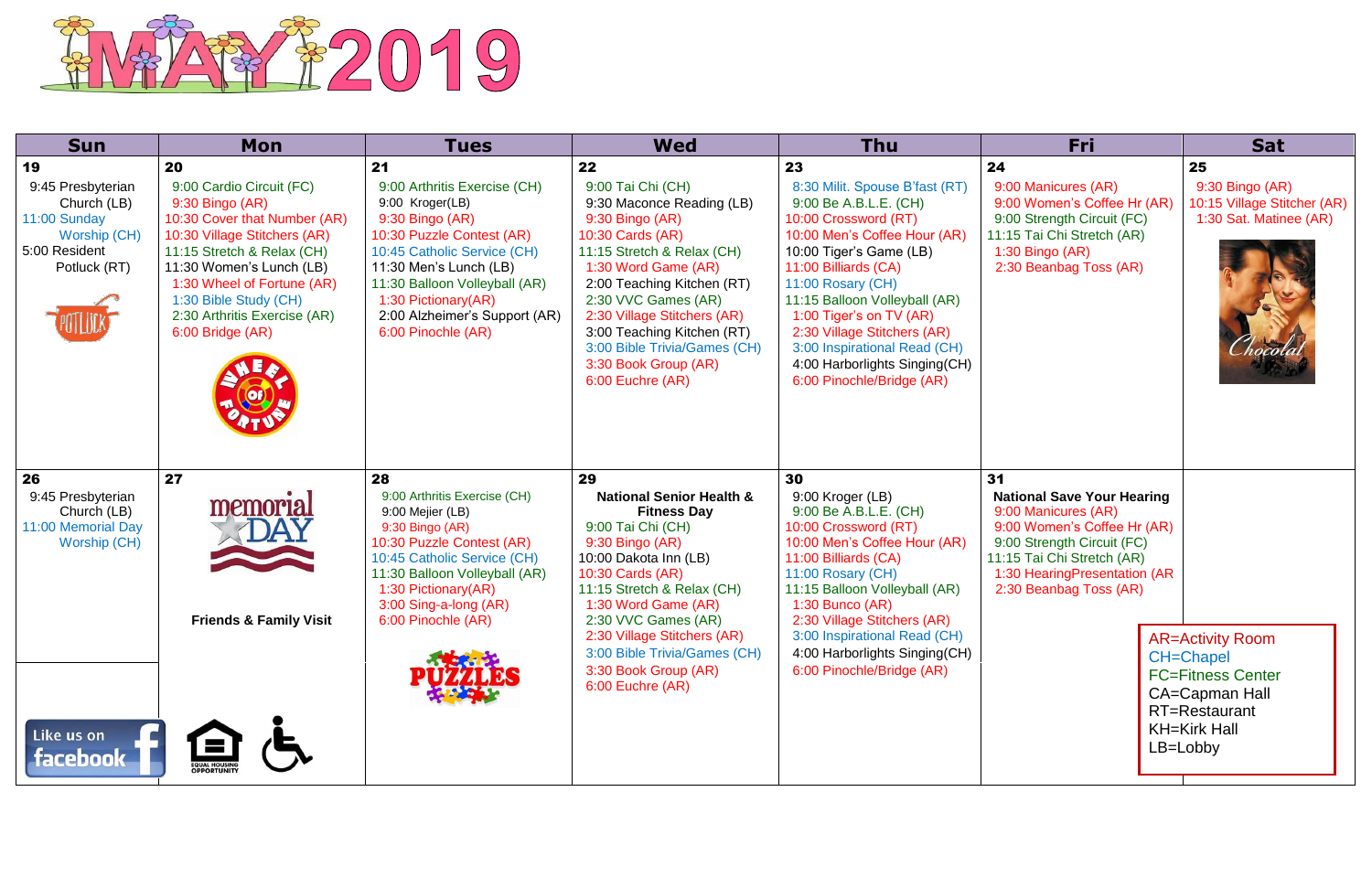# MAY 2019

| Sun | Mon | Tues | Wed | Thu | Fri | Sat |
|---|---|---|---|---|---|---|
| **19**<br>9:45 Presbyterian Church (LB)<br>11:00 Sunday Worship (CH)<br>5:00 Resident Potluck (RT) | **20**<br>9:00 Cardio Circuit (FC)<br>9:30 Bingo (AR)<br>10:30 Cover that Number (AR)<br>10:30 Village Stitchers (AR)<br>11:15 Stretch & Relax (CH)<br>11:30 Women's Lunch (LB)<br>1:30 Wheel of Fortune (AR)<br>1:30 Bible Study (CH)<br>2:30 Arthritis Exercise (AR)<br>6:00 Bridge (AR) | **21**<br>9:00 Arthritis Exercise (CH)<br>9:00 Kroger(LB)<br>9:30 Bingo (AR)<br>10:30 Puzzle Contest (AR)<br>10:45 Catholic Service (CH)<br>11:30 Men's Lunch (LB)<br>11:30 Balloon Volleyball (AR)<br>1:30 Pictionary(AR)<br>2:00 Alzheimer's Support (AR)<br>6:00 Pinochle (AR) | **22**<br>9:00 Tai Chi (CH)<br>9:30 Maconce Reading (LB)<br>9:30 Bingo (AR)<br>10:30 Cards (AR)<br>11:15 Stretch & Relax (CH)<br>1:30 Word Game (AR)<br>2:00 Teaching Kitchen (RT)<br>2:30 VVC Games (AR)<br>2:30 Village Stitchers (AR)<br>3:00 Teaching Kitchen (RT)<br>3:00 Bible Trivia/Games (CH)<br>3:30 Book Group (AR)<br>6:00 Euchre (AR) | **23**<br>8:30 Milit. Spouse B'fast (RT)<br>9:00 Be A.B.L.E. (CH)<br>10:00 Crossword (RT)<br>10:00 Men's Coffee Hour (AR)<br>10:00 Tiger's Game (LB)<br>11:00 Billiards (CA)<br>11:00 Rosary (CH)<br>11:15 Balloon Volleyball (AR)<br>1:00 Tiger's on TV (AR)<br>2:30 Village Stitchers (AR)<br>3:00 Inspirational Read (CH)<br>4:00 Harborlights Singing(CH)<br>6:00 Pinochle/Bridge (AR) | **24**<br>9:00 Manicures (AR)<br>9:00 Women's Coffee Hr (AR)<br>9:00 Strength Circuit (FC)<br>11:15 Tai Chi Stretch (AR)<br>1:30 Bingo (AR)<br>2:30 Beanbag Toss (AR) | **25**<br>9:30 Bingo (AR)<br>10:15 Village Stitcher (AR)<br>1:30 Sat. Matinee (AR) |
| **26**<br>9:45 Presbyterian Church (LB)<br>11:00 Memorial Day Worship (CH) | **27**<br>memorial DAY<br>**Friends & Family Visit** | **28**<br>9:00 Arthritis Exercise (CH)<br>9:00 Mejier (LB)<br>9:30 Bingo (AR)<br>10:30 Puzzle Contest (AR)<br>10:45 Catholic Service (CH)<br>11:30 Balloon Volleyball (AR)<br>1:30 Pictionary(AR)<br>3:00 Sing-a-long (AR)<br>6:00 Pinochle (AR) | **29**<br>**National Senior Health & Fitness Day**<br>9:00 Tai Chi (CH)<br>9:30 Bingo (AR)<br>10:00 Dakota Inn (LB)<br>10:30 Cards (AR)<br>11:15 Stretch & Relax (CH)<br>1:30 Word Game (AR)<br>2:30 VVC Games (AR)<br>2:30 Village Stitchers (AR)<br>3:00 Bible Trivia/Games (CH)<br>3:30 Book Group (AR)<br>6:00 Euchre (AR) | **30**<br>9:00 Kroger (LB)<br>9:00 Be A.B.L.E. (CH)<br>10:00 Crossword (RT)<br>10:00 Men's Coffee Hour (AR)<br>11:00 Billiards (CA)<br>11:00 Rosary (CH)<br>11:15 Balloon Volleyball (AR)<br>1:30 Bunco (AR)<br>2:30 Village Stitchers (AR)<br>3:00 Inspirational Read (CH)<br>4:00 Harborlights Singing(CH)<br>6:00 Pinochle/Bridge (AR) | **31**<br>**National Save Your Hearing**<br>9:00 Manicures (AR)<br>9:00 Women's Coffee Hr (AR)<br>9:00 Strength Circuit (FC)<br>11:15 Tai Chi Stretch (AR)<br>1:30 HearingPresentation (AR<br>2:30 Beanbag Toss (AR) | |

AR=Activity Room
CH=Chapel
FC=Fitness Center
CA=Capman Hall
RT=Restaurant
KH=Kirk Hall
LB=Lobby

Like us on facebook

EQUAL HOUSING OPPORTUNITY